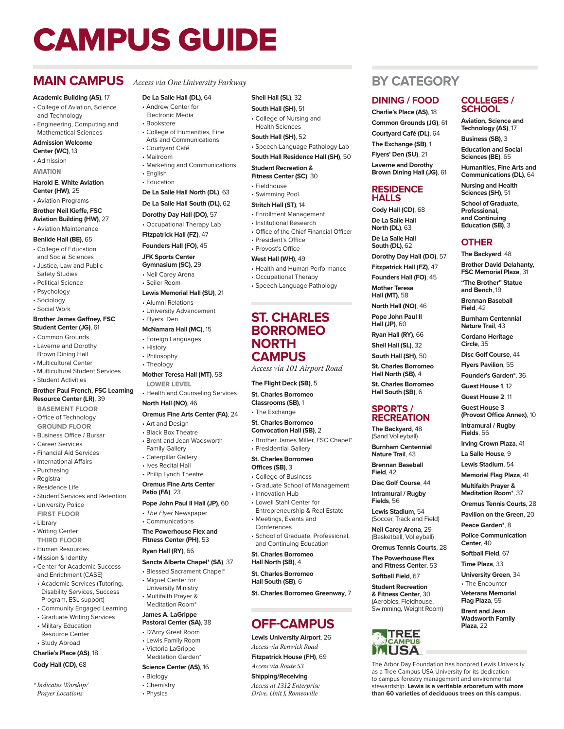# CAMPUS GUIDE

## MAIN CAMPUS

*Access via One University Parkway*

**Academic Building (AS)**, 17
- College of Aviation, Science and Technology
- Engineering, Computing and Mathematical Sciences

**Admission Welcome Center (WC)**, 13
- Admission

**AVIATION**

**Harold E. White Aviation Center (HW)**, 25
- Aviation Programs

**Brother Neil Kieffe, FSC Aviation Building (HW)**, 27
- Aviation Maintenance

**Benilde Hall (BE)**, 65
- College of Education and Social Sciences
- Justice, Law and Public Safety Studies
- Political Science
- Psychology
- Sociology
- Social Work

**Brother James Gaffney, FSC Student Center (JG)**, 61
- Common Grounds
- Laverne and Dorothy Brown Dining Hall
- Multicultural Center
- Multicultural Student Services
- Student Activities

**Brother Paul French, FSC Learning Resource Center (LR)**, 39

BASEMENT FLOOR
- Office of Technology

GROUND FLOOR
- Business Office / Bursar
- Career Services
- Financial Aid Services
- International Affairs
- Purchasing
- Registrar
- Residence Life
- Student Services and Retention
- University Police

FIRST FLOOR
- Library
- Writing Center

THIRD FLOOR
- Human Resources
- Mission & Identity
- Center for Academic Success and Enrichment (CASE)
  - Academic Services (Tutoring, Disability Services, Success Program, ESL support)
  - Community Engaged Learning
  - Graduate Writing Services
  - Military Education Resource Center
  - Study Abroad

**Charlie's Place (AS)**, 18

**Cody Hall (CD)**, 68

*\* Indicates Worship/ Prayer Locations*

**De La Salle Hall (DL)**, 64
- Andrew Center for Electronic Media
- Bookstore
- College of Humanities, Fine Arts and Communications
- Courtyard Café
- Mailroom
- Marketing and Communications
- English
- Education

**De La Salle Hall North (DL)**, 63

**De La Salle Hall South (DL)**, 62

**Dorothy Day Hall (DO)**, 57
- Occupational Therapy Lab

**Fitzpatrick Hall (FZ)**, 47

**Founders Hall (FO)**, 45

**JFK Sports Center Gymnasium (SC)**, 29
- Neil Carey Arena
- Seiler Room

**Lewis Memorial Hall (SU)**, 21
- Alumni Relations
- University Advancement
- Flyers' Den

**McNamara Hall (MC)**, 15
- Foreign Languages
- History
- Philosophy
- Theology

**Mother Teresa Hall (MT)**, 58

LOWER LEVEL
- Health and Counseling Services

**North Hall (NO)**, 46

**Oremus Fine Arts Center (FA)**, 24
- Art and Design
- Black Box Theatre
- Brent and Jean Wadsworth Family Gallery
- Caterpillar Gallery
- Ives Recital Hall
- Philip Lynch Theatre

**Oremus Fine Arts Center Patio (FA)**, 23

**Pope John Paul II Hall (JP)**, 60
- *The Flyer* Newspaper
- Communications

**The Powerhouse Flex and Fitness Center (PH)**, 53

**Ryan Hall (RY)**, 66

**Sancta Alberta Chapel\* (SA)**, 37
- Blessed Sacrament Chapel*
- Miguel Center for University Ministry
- Multifaith Prayer & Meditation Room*

**James A. LaGrippe Pastoral Center (SA)**, 38
- D'Arcy Great Room
- Lewis Family Room
- Victoria LaGrippe Meditation Garden*

**Science Center (AS)**, 16
- Biology
- Chemistry
- Physics

**Sheil Hall (SL)**, 32

**South Hall (SH)**, 51
- College of Nursing and Health Sciences

**South Hall (SH)**, 52
- Speech-Language Pathology Lab

**South Hall Residence Hall (SH)**, 50

**Student Recreation & Fitness Center (SC)**, 30
- Fieldhouse
- Swimming Pool

**Stritch Hall (ST)**, 14
- Enrollment Management
- Institutional Research
- Office of the Chief Financial Officer
- President's Office
- Provost's Office

**West Hall (WH)**, 49
- Health and Human Performance
- Occupational Therapy
- Speech-Language Pathology

## ST. CHARLES BORROMEO NORTH CAMPUS

*Access via 101 Airport Road*

**The Flight Deck (SB)**, 5

**St. Charles Borromeo Classrooms (SB)**, 1
- The Exchange

**St. Charles Borromeo Convocation Hall (SB)**, 2
- Brother James Miller, FSC Chapel*
- Presidential Gallery

**St. Charles Borromeo Offices (SB)**, 3
- College of Business
- Graduate School of Management
- Innovation Hub
- Lowell Stahl Center for Entrepreneurship & Real Estate
- Meetings, Events and Conferences
- School of Graduate, Professional, and Continuing Education

**St. Charles Borromeo Hall North (SB)**, 4

**St. Charles Borromeo Hall South (SB)**, 6

**St. Charles Borromeo Greenway**, 7

## OFF-CAMPUS

**Lewis University Airport**, 26
*Access via Renwick Road*

**Fitzpatrick House (FH)**, 69
*Access via Route 53*

**Shipping/Receiving**
*Access at 1312 Enterprise Drive, Unit J, Romeoville*

## BY CATEGORY

### DINING / FOOD

**Charlie's Place (AS)**, 18

**Common Grounds (JG)**, 61

**Courtyard Café (DL)**, 64

**The Exchange (SB)**, 1

**Flyers' Den (SU)**, 21

**Laverne and Dorothy Brown Dining Hall (JG)**, 61

### RESIDENCE HALLS

**Cody Hall (CD)**, 68

**De La Salle Hall North (DL)**, 63

**De La Salle Hall South (DL)**, 62

**Dorothy Day Hall (DO)**, 57

**Fitzpatrick Hall (FZ)**, 47

**Founders Hall (FO)**, 45

**Mother Teresa Hall (MT)**, 58

**North Hall (NO)**, 46

**Pope John Paul II Hall (JP)**, 60

**Ryan Hall (RY)**, 66

**Sheil Hall (SL)**, 32

**South Hall (SH)**, 50

**St. Charles Borromeo Hall North (SB)**, 4

**St. Charles Borromeo Hall South (SB)**, 6

### SPORTS / RECREATION

**The Backyard**, 48
(Sand Volleyball)

**Burnham Centennial Nature Trail**, 43

**Brennan Baseball Field**, 42

**Disc Golf Course**, 44

**Intramural / Rugby Fields**, 56

**Lewis Stadium**, 54
(Soccer, Track and Field)

**Neil Carey Arena**, 29
(Basketball, Volleyball)

**Oremus Tennis Courts**, 28

**The Powerhouse Flex and Fitness Center**, 53

**Softball Field**, 67

**Student Recreation & Fitness Center**, 30
(Aerobics, Fieldhouse, Swimming, Weight Room)

### COLLEGES / SCHOOL

**Aviation, Science and Technology (AS)**, 17

**Business (SB)**, 3

**Education and Social Sciences (BE)**, 65

**Humanities, Fine Arts and Communications (DL)**, 64

**Nursing and Health Sciences (SH)**, 51

**School of Graduate, Professional, and Continuing Education (SB)**, 3

### OTHER

**The Backyard**, 48

**Brother David Delahanty, FSC Memorial Plaza**, 31

**"The Brother" Statue and Bench**, 19

**Brennan Baseball Field**, 42

**Burnham Centennial Nature Trail**, 43

**Cordano Heritage Circle**, 35

**Disc Golf Course**, 44

**Flyers Pavilion**, 55

**Founder's Garden\***, 36

**Guest House 1**, 12

**Guest House 2**, 11

**Guest House 3 (Provost Office Annex)**, 10

**Intramural / Rugby Fields**, 56

**Irving Crown Plaza**, 41

**La Salle House**, 9

**Lewis Stadium**, 54

**Memorial Flag Plaza**, 41

**Multifaith Prayer & Meditation Room\***, 37

**Oremus Tennis Courts**, 28

**Pavilion on the Green**, 20

**Peace Garden\***, 8

**Police Communication Center**, 40

**Softball Field**, 67

**Time Plaza**, 33

**University Green**, 34
- The Encounter

**Veterans Memorial Flag Plaza**, 59

**Brent and Jean Wadsworth Family Plaza**, 22

TREE CAMPUS USA

The Arbor Day Foundation has honored Lewis University as a Tree Campus USA University for its dedication to campus forestry management and environmental stewardship. **Lewis is a veritable arboretum with more than 60 varieties of deciduous trees on this campus.**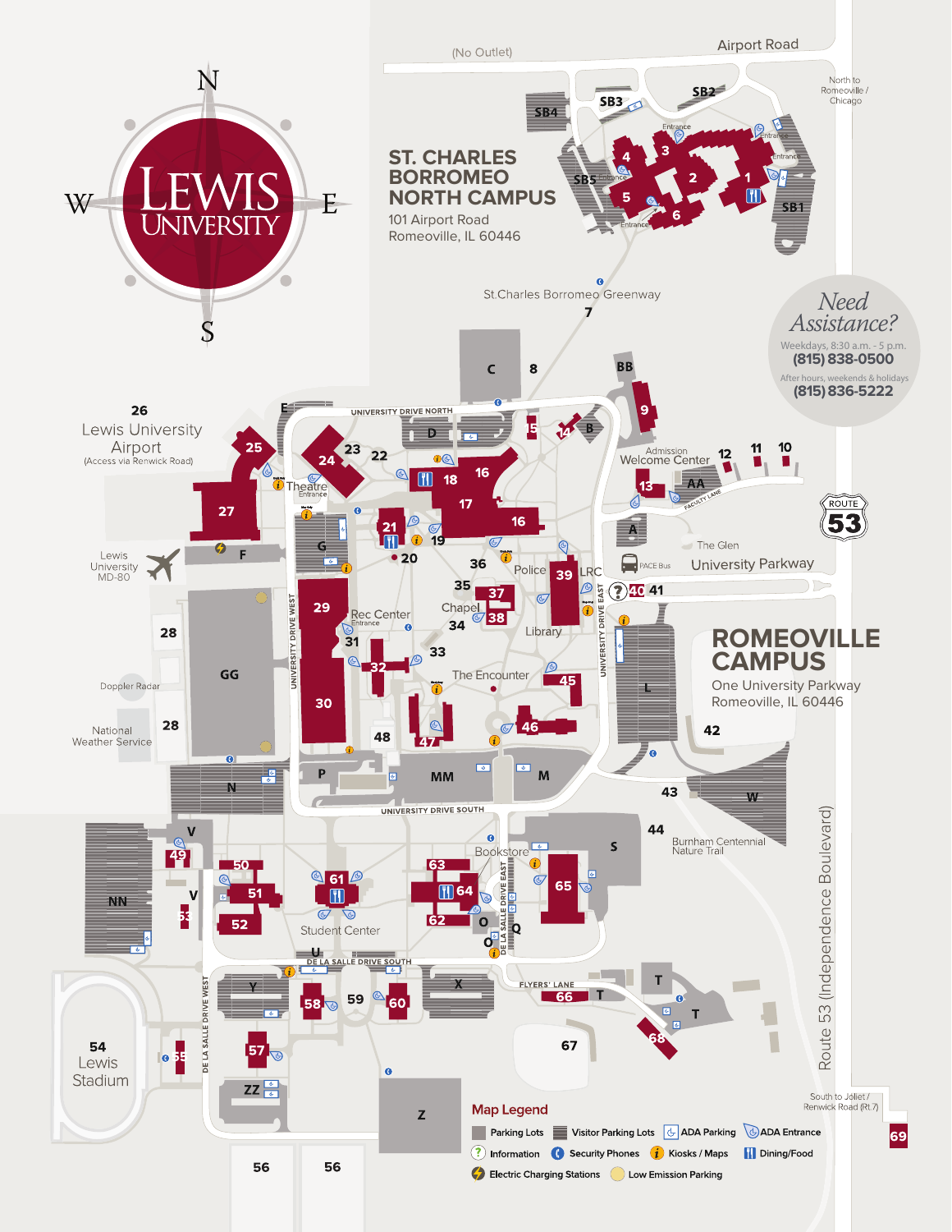# LEWIS UNIVERSITY

N
W
E
S

## ST. CHARLES BORROMEO NORTH CAMPUS

101 Airport Road
Romeoville, IL 60446

(No Outlet)

Airport Road

North to Romeoville / Chicago

SB1 SB2 SB3 SB4 SB5

Entrance

1 2 3 4 5 6

St.Charles Borromeo Greenway

7

## Need Assistance?

Weekdays, 8:30 a.m. - 5 p.m.
**(815) 838-0500**

After hours, weekends & holidays
**(815) 836-5222**

C 8 BB 9 B 14 15 D

UNIVERSITY DRIVE NORTH

E

26
Lewis University Airport
(Access via Renwick Road)

25 24 23 22 27

Theatre
Entrance

18 16 17 16 21 19 20

Admission Welcome Center

12 11 10 13 AA

FACULTY LANE

ROUTE 53

A

The Glen

PACE Bus

University Parkway

F G

Lewis University MD-80

36 35 Police 39 LRC 40 41

Rec Center
Entrance

Chapel 37 38 34

29 31 33 Library

UNIVERSITY DRIVE WEST

UNIVERSITY DRIVE EAST

## ROMEOVILLE CAMPUS

One University Parkway
Romeoville, IL 60446

28 GG 32 The Encounter 45 L

Doppler Radar

30 47 46 42

National Weather Service

28 48

N P MM M 43 W

UNIVERSITY DRIVE SOUTH

44

Burnham Centennial Nature Trail

V 49 50 NN V 51 53 52 61 63 64 62 Bookstore 65 S

Student Center

O Q

DE LA SALLE DRIVE EAST

U

DE LA SALLE DRIVE SOUTH

Y 58 59 60 X

FLYERS' LANE

66 T T T 68

Route 53 (Independence Boulevard)

54
Lewis Stadium

55 57 67

DE LA SALLE DRIVE WEST

ZZ Z

56 56

South to Joliet / Renwick Road (Rt.7)

69

### Map Legend

- Parking Lots
- Visitor Parking Lots
- ADA Parking
- ADA Entrance
- Information
- Security Phones
- Kiosks / Maps
- Dining/Food
- Electric Charging Stations
- Low Emission Parking